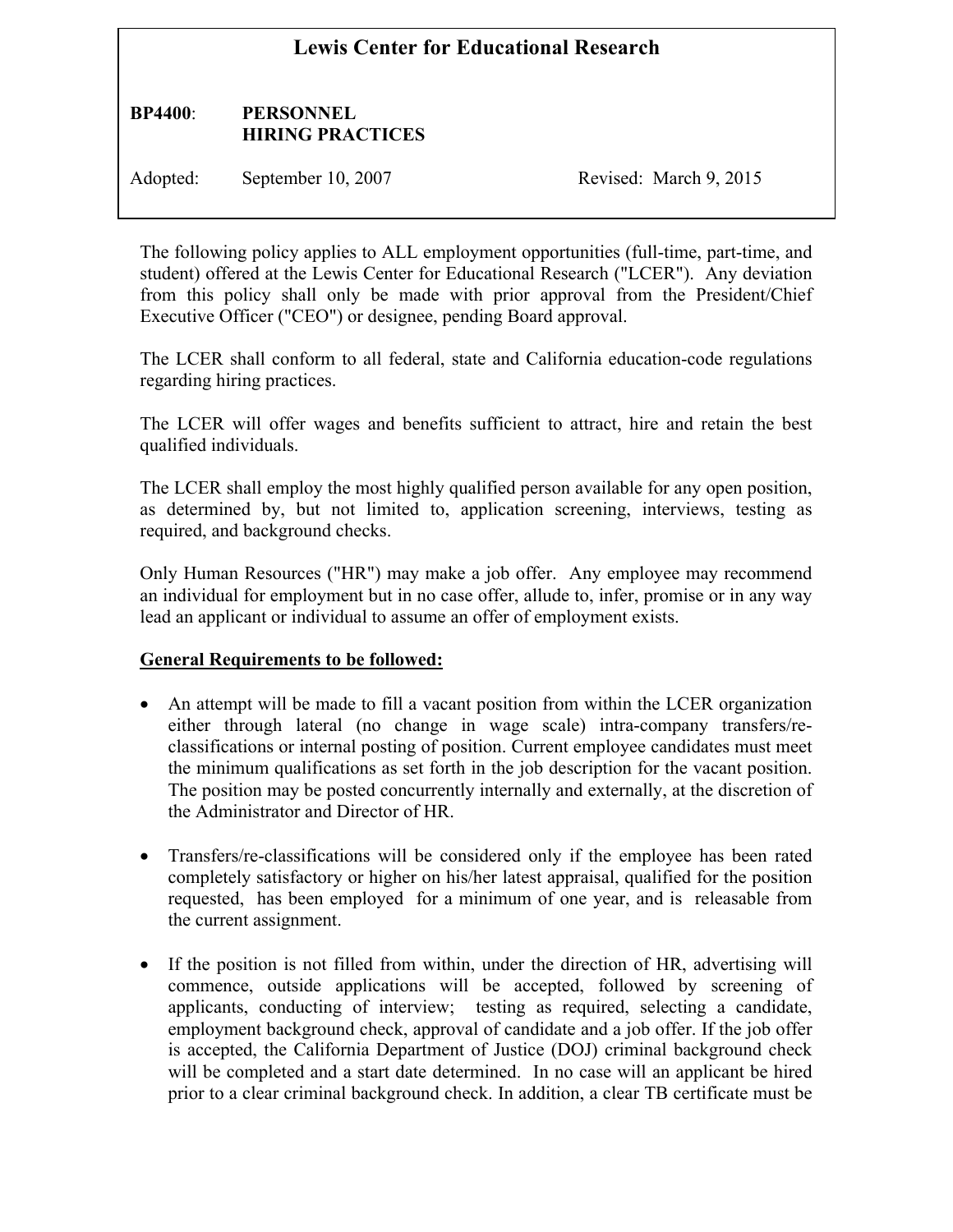# Lewis Center for Educational Research

**BP4400: PERSONNEL HIRING PRACTICES**

Adopted: September 10, 2007 Revised: March 9, 2015

The following policy applies to ALL employment opportunities (full-time, part-time, and student) offered at the Lewis Center for Educational Research ("LCER"). Any deviation from this policy shall only be made with prior approval from the President/Chief Executive Officer ("CEO") or designee, pending Board approval.

The LCER shall conform to all federal, state and California education-code regulations regarding hiring practices.

The LCER will offer wages and benefits sufficient to attract, hire and retain the best qualified individuals.

The LCER shall employ the most highly qualified person available for any open position, as determined by, but not limited to, application screening, interviews, testing as required, and background checks.

Only Human Resources ("HR") may make a job offer. Any employee may recommend an individual for employment but in no case offer, allude to, infer, promise or in any way lead an applicant or individual to assume an offer of employment exists.

**General Requirements to be followed:**

- An attempt will be made to fill a vacant position from within the LCER organization either through lateral (no change in wage scale) intra-company transfers/re-classifications or internal posting of position. Current employee candidates must meet the minimum qualifications as set forth in the job description for the vacant position. The position may be posted concurrently internally and externally, at the discretion of the Administrator and Director of HR.

- Transfers/re-classifications will be considered only if the employee has been rated completely satisfactory or higher on his/her latest appraisal, qualified for the position requested, has been employed for a minimum of one year, and is releasable from the current assignment.

- If the position is not filled from within, under the direction of HR, advertising will commence, outside applications will be accepted, followed by screening of applicants, conducting of interview; testing as required, selecting a candidate, employment background check, approval of candidate and a job offer. If the job offer is accepted, the California Department of Justice (DOJ) criminal background check will be completed and a start date determined. In no case will an applicant be hired prior to a clear criminal background check. In addition, a clear TB certificate must be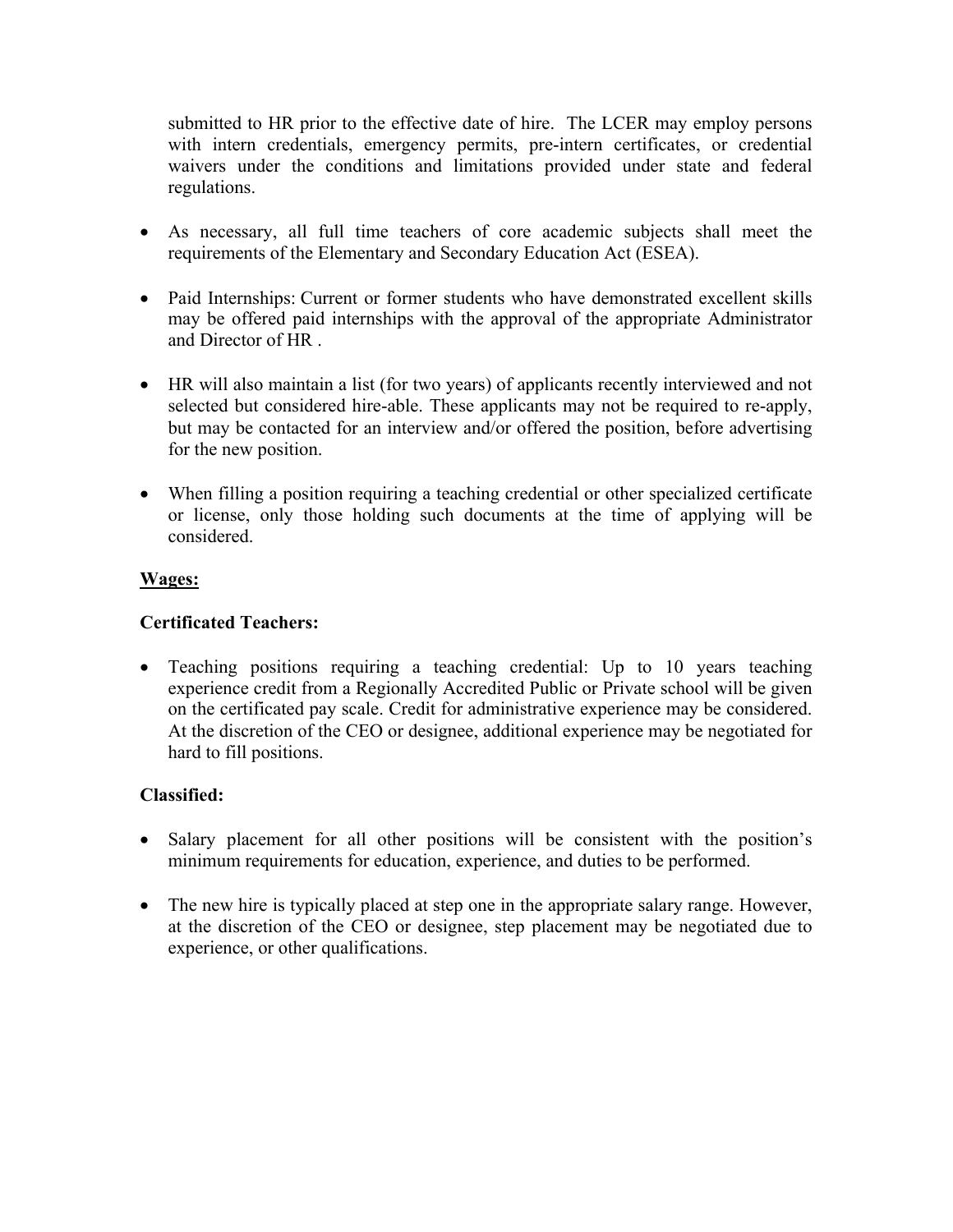submitted to HR prior to the effective date of hire. The LCER may employ persons with intern credentials, emergency permits, pre-intern certificates, or credential waivers under the conditions and limitations provided under state and federal regulations.

- As necessary, all full time teachers of core academic subjects shall meet the requirements of the Elementary and Secondary Education Act (ESEA).

- Paid Internships: Current or former students who have demonstrated excellent skills may be offered paid internships with the approval of the appropriate Administrator and Director of HR .

- HR will also maintain a list (for two years) of applicants recently interviewed and not selected but considered hire-able. These applicants may not be required to re-apply, but may be contacted for an interview and/or offered the position, before advertising for the new position.

- When filling a position requiring a teaching credential or other specialized certificate or license, only those holding such documents at the time of applying will be considered.

**<u>Wages:</u>**

**Certificated Teachers:**

- Teaching positions requiring a teaching credential: Up to 10 years teaching experience credit from a Regionally Accredited Public or Private school will be given on the certificated pay scale. Credit for administrative experience may be considered. At the discretion of the CEO or designee, additional experience may be negotiated for hard to fill positions.

**Classified:**

- Salary placement for all other positions will be consistent with the position's minimum requirements for education, experience, and duties to be performed.

- The new hire is typically placed at step one in the appropriate salary range. However, at the discretion of the CEO or designee, step placement may be negotiated due to experience, or other qualifications.